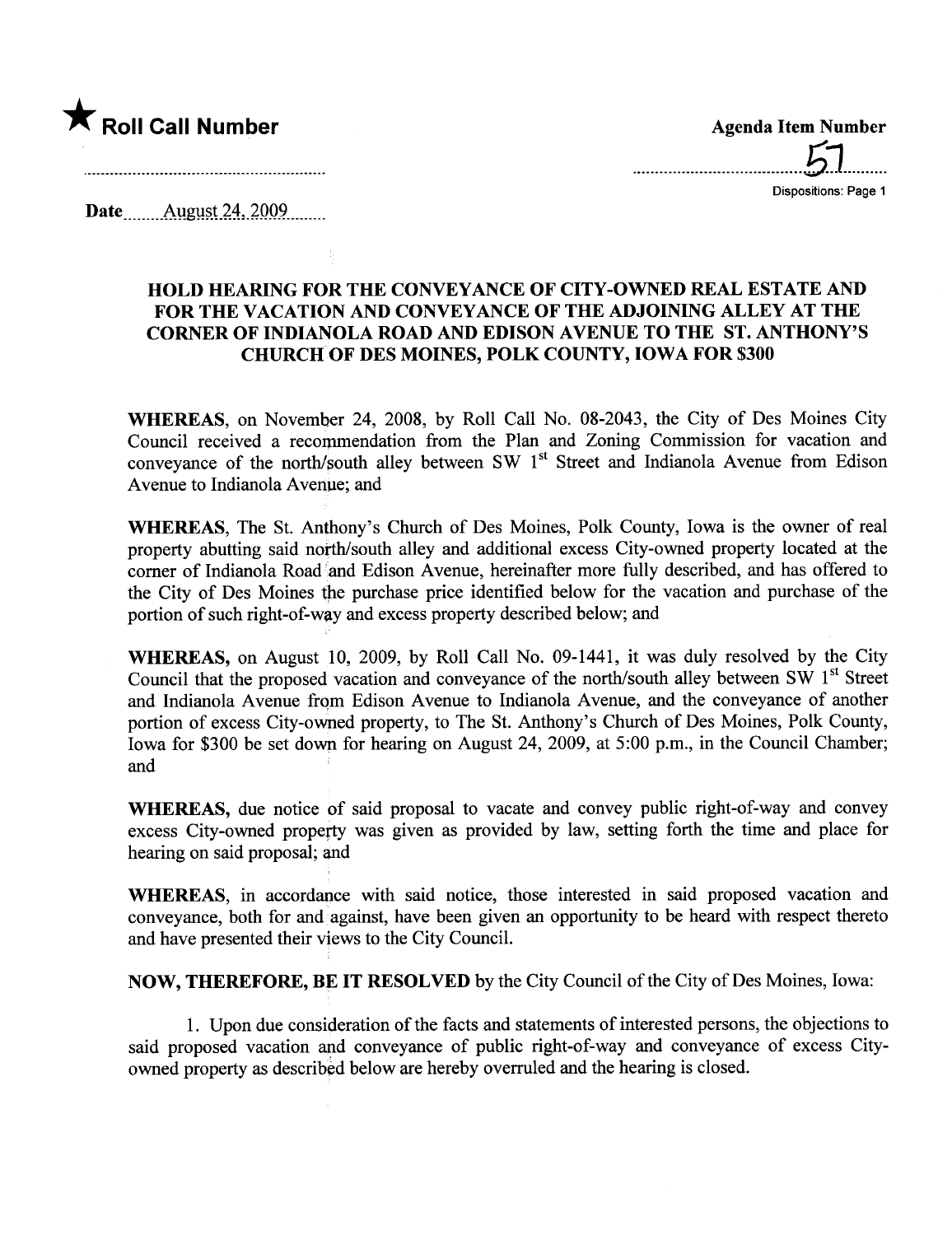★ **Roll Call Number**

**Agenda Item Number**

57

Dispositions: Page 1

**Date** August 24, 2009

## HOLD HEARING FOR THE CONVEYANCE OF CITY-OWNED REAL ESTATE AND FOR THE VACATION AND CONVEYANCE OF THE ADJOINING ALLEY AT THE CORNER OF INDIANOLA ROAD AND EDISON AVENUE TO THE ST. ANTHONY'S CHURCH OF DES MOINES, POLK COUNTY, IOWA FOR $300

**WHEREAS,** on November 24, 2008, by Roll Call No. 08-2043, the City of Des Moines City Council received a recommendation from the Plan and Zoning Commission for vacation and conveyance of the north/south alley between SW 1st Street and Indianola Avenue from Edison Avenue to Indianola Avenue; and

**WHEREAS,** The St. Anthony's Church of Des Moines, Polk County, Iowa is the owner of real property abutting said north/south alley and additional excess City-owned property located at the corner of Indianola Road and Edison Avenue, hereinafter more fully described, and has offered to the City of Des Moines the purchase price identified below for the vacation and purchase of the portion of such right-of-way and excess property described below; and

**WHEREAS,** on August 10, 2009, by Roll Call No. 09-1441, it was duly resolved by the City Council that the proposed vacation and conveyance of the north/south alley between SW 1st Street and Indianola Avenue from Edison Avenue to Indianola Avenue, and the conveyance of another portion of excess City-owned property, to The St. Anthony's Church of Des Moines, Polk County, Iowa for $300 be set down for hearing on August 24, 2009, at 5:00 p.m., in the Council Chamber; and

**WHEREAS,** due notice of said proposal to vacate and convey public right-of-way and convey excess City-owned property was given as provided by law, setting forth the time and place for hearing on said proposal; and

**WHEREAS,** in accordance with said notice, those interested in said proposed vacation and conveyance, both for and against, have been given an opportunity to be heard with respect thereto and have presented their views to the City Council.

**NOW, THEREFORE, BE IT RESOLVED** by the City Council of the City of Des Moines, Iowa:

1. Upon due consideration of the facts and statements of interested persons, the objections to said proposed vacation and conveyance of public right-of-way and conveyance of excess City-owned property as described below are hereby overruled and the hearing is closed.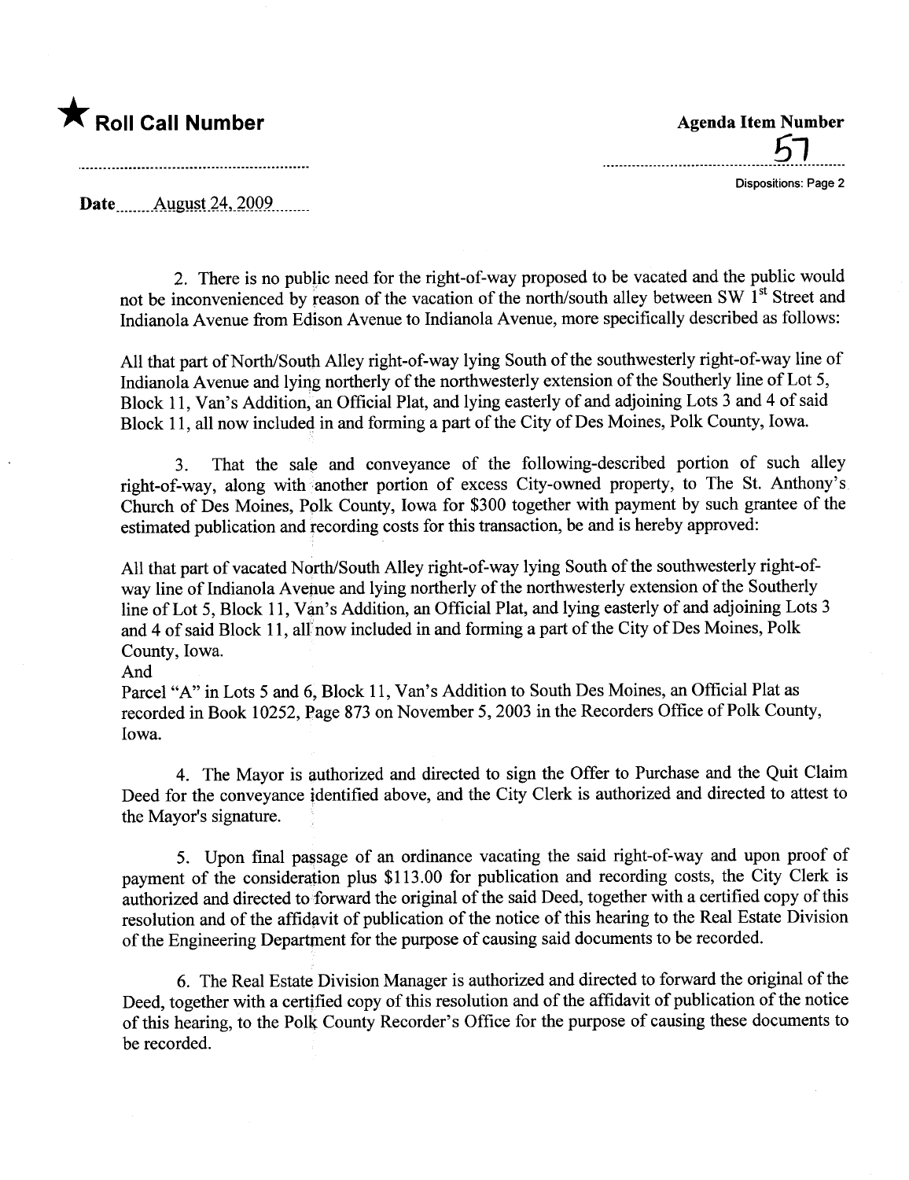★ **Roll Call Number**

**Agenda Item Number**

57

Dispositions: Page 2

**Date** August 24, 2009

2. There is no public need for the right-of-way proposed to be vacated and the public would not be inconvenienced by reason of the vacation of the north/south alley between SW 1st Street and Indianola Avenue from Edison Avenue to Indianola Avenue, more specifically described as follows:

All that part of North/South Alley right-of-way lying South of the southwesterly right-of-way line of Indianola Avenue and lying northerly of the northwesterly extension of the Southerly line of Lot 5, Block 11, Van's Addition, an Official Plat, and lying easterly of and adjoining Lots 3 and 4 of said Block 11, all now included in and forming a part of the City of Des Moines, Polk County, Iowa.

3. That the sale and conveyance of the following-described portion of such alley right-of-way, along with another portion of excess City-owned property, to The St. Anthony's Church of Des Moines, Polk County, Iowa for $300 together with payment by such grantee of the estimated publication and recording costs for this transaction, be and is hereby approved:

All that part of vacated North/South Alley right-of-way lying South of the southwesterly right-of-way line of Indianola Avenue and lying northerly of the northwesterly extension of the Southerly line of Lot 5, Block 11, Van's Addition, an Official Plat, and lying easterly of and adjoining Lots 3 and 4 of said Block 11, all now included in and forming a part of the City of Des Moines, Polk County, Iowa.

And

Parcel "A" in Lots 5 and 6, Block 11, Van's Addition to South Des Moines, an Official Plat as recorded in Book 10252, Page 873 on November 5, 2003 in the Recorders Office of Polk County, Iowa.

4. The Mayor is authorized and directed to sign the Offer to Purchase and the Quit Claim Deed for the conveyance identified above, and the City Clerk is authorized and directed to attest to the Mayor's signature.

5. Upon final passage of an ordinance vacating the said right-of-way and upon proof of payment of the consideration plus $113.00 for publication and recording costs, the City Clerk is authorized and directed to forward the original of the said Deed, together with a certified copy of this resolution and of the affidavit of publication of the notice of this hearing to the Real Estate Division of the Engineering Department for the purpose of causing said documents to be recorded.

6. The Real Estate Division Manager is authorized and directed to forward the original of the Deed, together with a certified copy of this resolution and of the affidavit of publication of the notice of this hearing, to the Polk County Recorder's Office for the purpose of causing these documents to be recorded.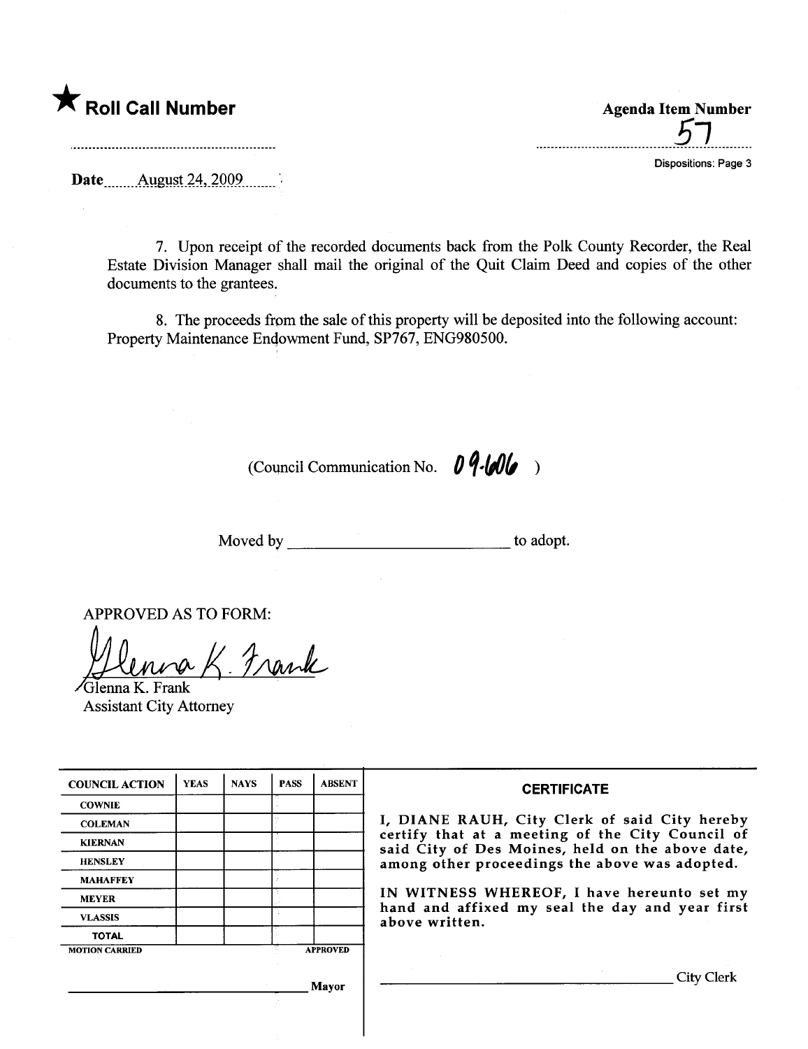★ **Roll Call Number**

**Agenda Item Number**

57

Dispositions: Page 3

**Date** August 24, 2009

7. Upon receipt of the recorded documents back from the Polk County Recorder, the Real Estate Division Manager shall mail the original of the Quit Claim Deed and copies of the other documents to the grantees.

8. The proceeds from the sale of this property will be deposited into the following account: Property Maintenance Endowment Fund, SP767, ENG980500.

(Council Communication No. 09-606 )

Moved by \_\_\_\_\_\_\_\_\_\_\_\_\_\_\_\_\_\_\_\_\_\_\_\_\_\_ to adopt.

APPROVED AS TO FORM:

Glenna K. Frank
Assistant City Attorney

| COUNCIL ACTION | YEAS | NAYS | PASS | ABSENT |
|---|---|---|---|---|
| COWNIE | | | | |
| COLEMAN | | | | |
| KIERNAN | | | | |
| HENSLEY | | | | |
| MAHAFFEY | | | | |
| MEYER | | | | |
| VLASSIS | | | | |
| TOTAL | | | | |
| MOTION CARRIED | | | | APPROVED |

\_\_\_\_\_\_\_\_\_\_\_\_\_\_\_\_\_\_\_\_\_\_\_\_\_\_ Mayor

**CERTIFICATE**

I, DIANE RAUH, City Clerk of said City hereby certify that at a meeting of the City Council of said City of Des Moines, held on the above date, among other proceedings the above was adopted.

IN WITNESS WHEREOF, I have hereunto set my hand and affixed my seal the day and year first above written.

\_\_\_\_\_\_\_\_\_\_\_\_\_\_\_\_\_\_\_\_\_\_\_\_\_\_ City Clerk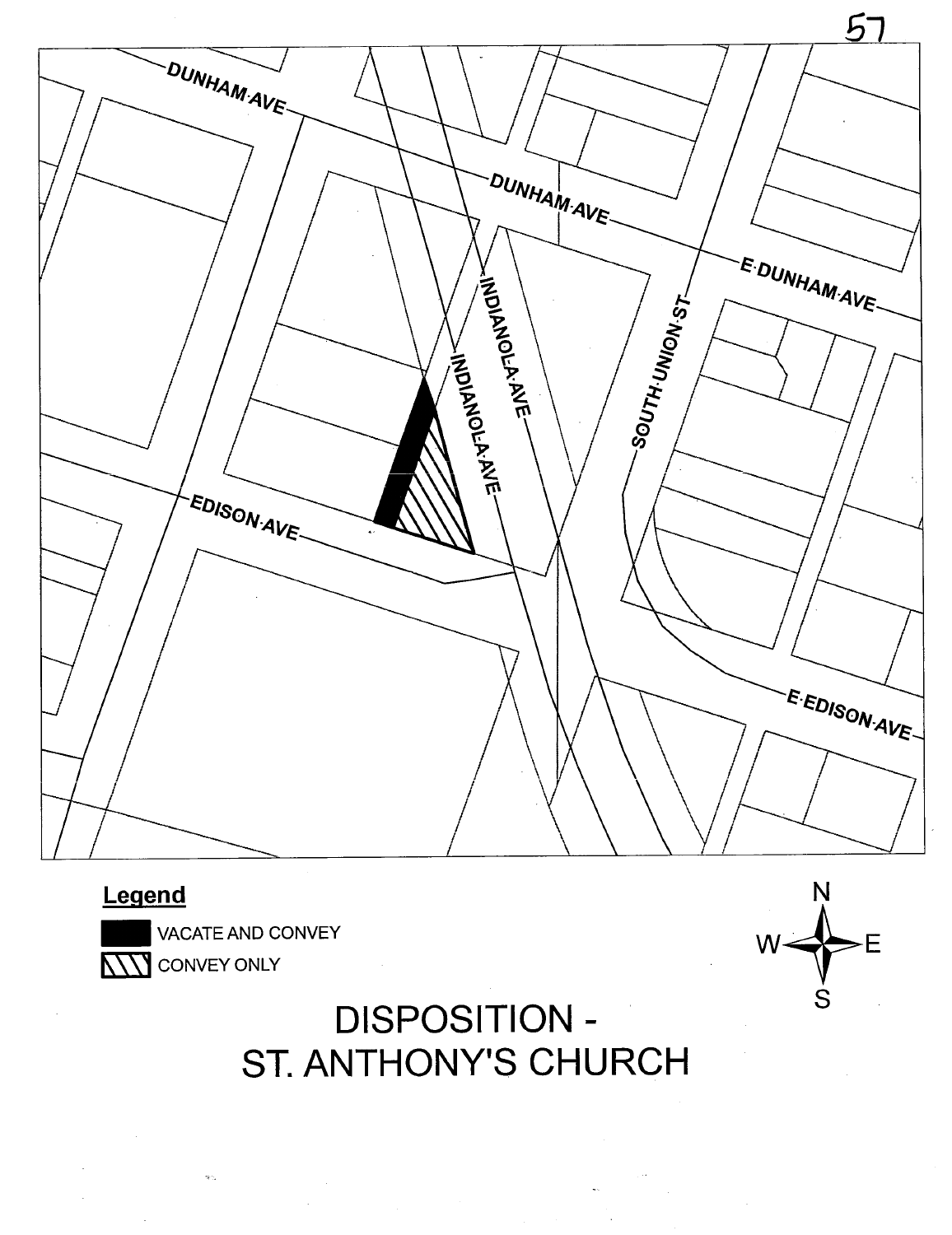57

DUNHAM AVE

DUNHAM AVE

E DUNHAM AVE

INDIANOLA AVE

INDIANOLA AVE

SOUTH UNION ST

EDISON AVE

E EDISON AVE

**Legend**

VACATE AND CONVEY

CONVEY ONLY

N

W E

S

# DISPOSITION - ST. ANTHONY'S CHURCH